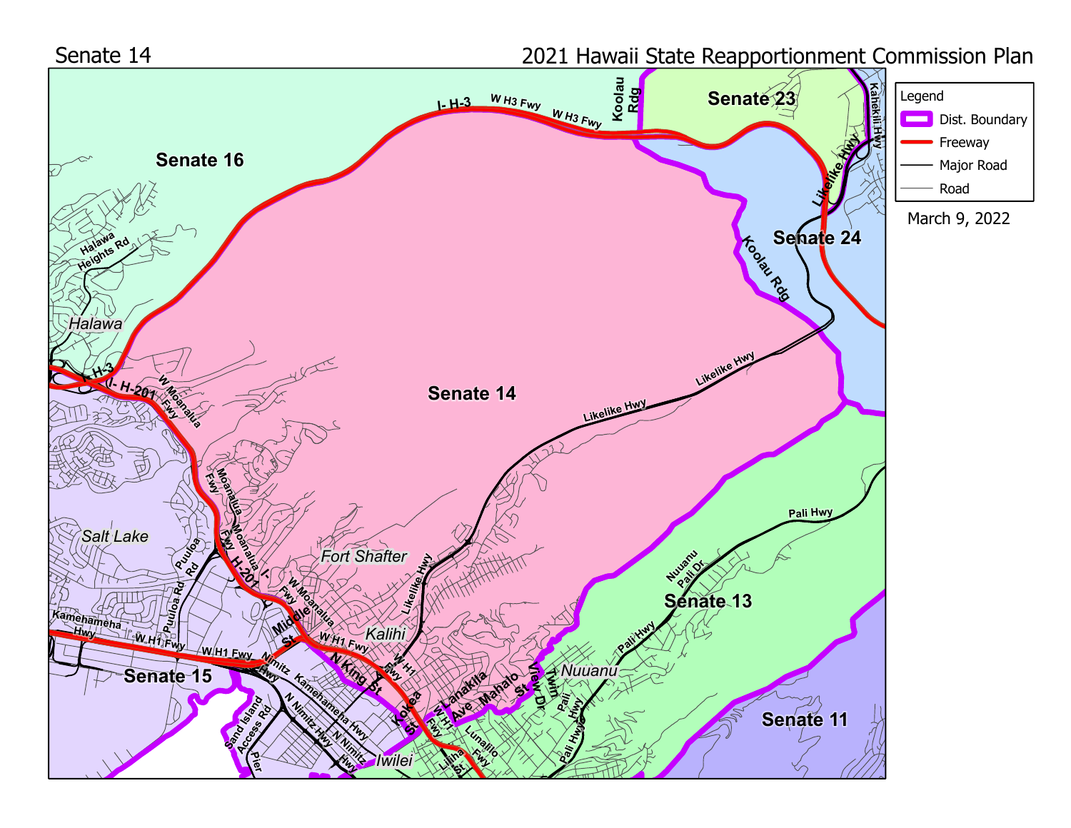Senate 14

2021 Hawaii State Reapportionment Commission Plan

**Legend**

- Dist. Boundary
- Freeway
- Major Road
- Road

March 9, 2022

**Senate 14**

**Senate 16**

**Senate 23**

**Senate 24**

**Senate 13**

**Senate 15**

**Senate 11**

*Halawa*

*Salt Lake*

*Fort Shafter*

*Kalihi*

*Nuuanu*

*Iwilei*

I- H-3

W H3 Fwy

W H3 Fwy

Koolau Rdg

Kahekili Hwy

Likelike Hwy

Koolau Rdg

Halawa Heights Rd

I- H-3

I- H-201

W Moanalua Fwy

Likelike Hwy

Likelike Hwy

Moanalua Fwy

Moanalua Fwy

Moanalua Fwy

I- H-201

Puuloa Rd

Puuloa Rd

W Moanalua Fwy

Likelike Hwy

Middle St

Kamehameha Hwy

W H1 Fwy

W H1 Fwy

W H1 Fwy

Nimitz Hwy

N King St

W H1 Fwy

Pali Hwy

Nuuanu Pali Dr

Pali Hwy

Kamehameha Hwy

N Nimitz Hwy

N Nimitz Hwy

Sand Island Access Rd

Pier

Kokea St

W Lanakila Ave

Mahato St

View Dr

Twin

Pali Hwy

Pali Hwy

W H1 Fwy

Lunalilo Fwy

Liliha St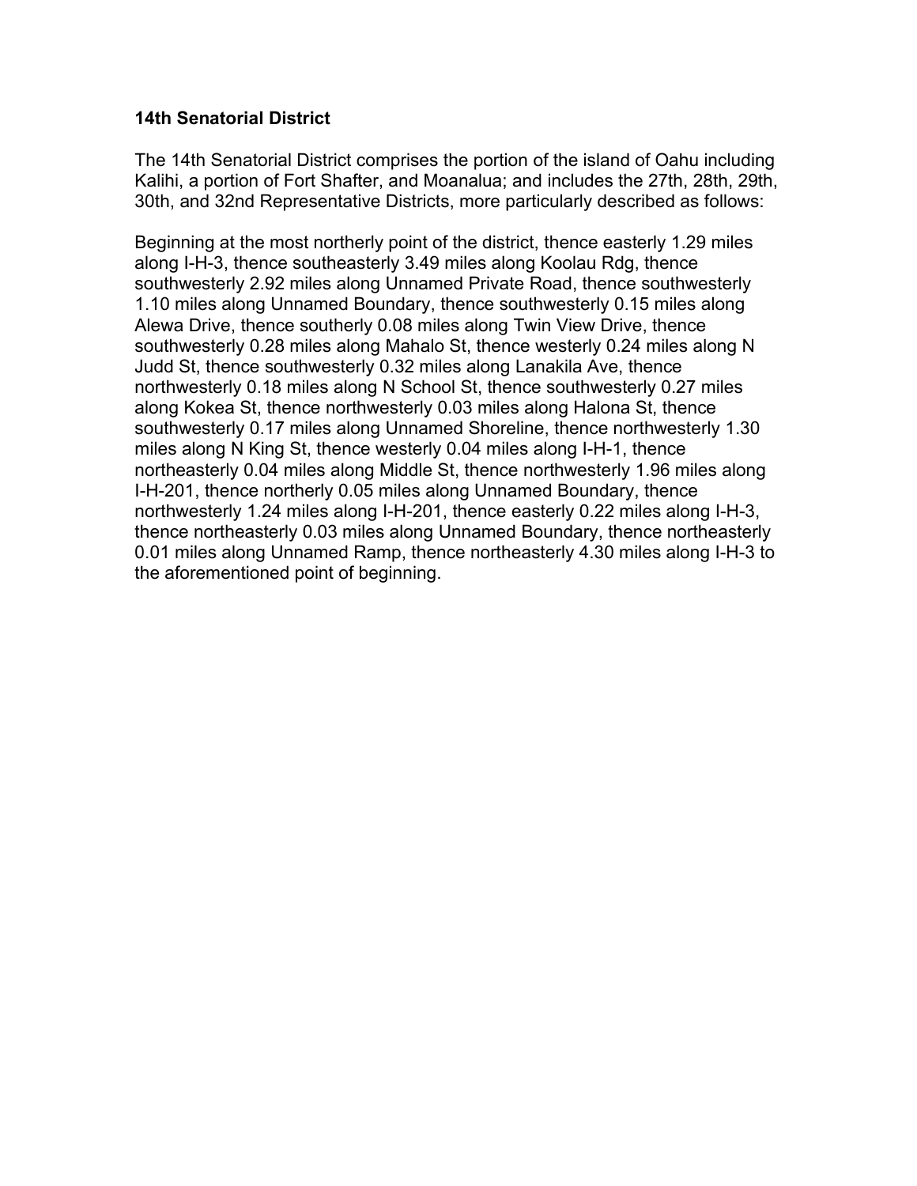**14th Senatorial District**

The 14th Senatorial District comprises the portion of the island of Oahu including Kalihi, a portion of Fort Shafter, and Moanalua; and includes the 27th, 28th, 29th, 30th, and 32nd Representative Districts, more particularly described as follows:

Beginning at the most northerly point of the district, thence easterly 1.29 miles along I-H-3, thence southeasterly 3.49 miles along Koolau Rdg, thence southwesterly 2.92 miles along Unnamed Private Road, thence southwesterly 1.10 miles along Unnamed Boundary, thence southwesterly 0.15 miles along Alewa Drive, thence southerly 0.08 miles along Twin View Drive, thence southwesterly 0.28 miles along Mahalo St, thence westerly 0.24 miles along N Judd St, thence southwesterly 0.32 miles along Lanakila Ave, thence northwesterly 0.18 miles along N School St, thence southwesterly 0.27 miles along Kokea St, thence northwesterly 0.03 miles along Halona St, thence southwesterly 0.17 miles along Unnamed Shoreline, thence northwesterly 1.30 miles along N King St, thence westerly 0.04 miles along I-H-1, thence northeasterly 0.04 miles along Middle St, thence northwesterly 1.96 miles along I-H-201, thence northerly 0.05 miles along Unnamed Boundary, thence northwesterly 1.24 miles along I-H-201, thence easterly 0.22 miles along I-H-3, thence northeasterly 0.03 miles along Unnamed Boundary, thence northeasterly 0.01 miles along Unnamed Ramp, thence northeasterly 4.30 miles along I-H-3 to the aforementioned point of beginning.